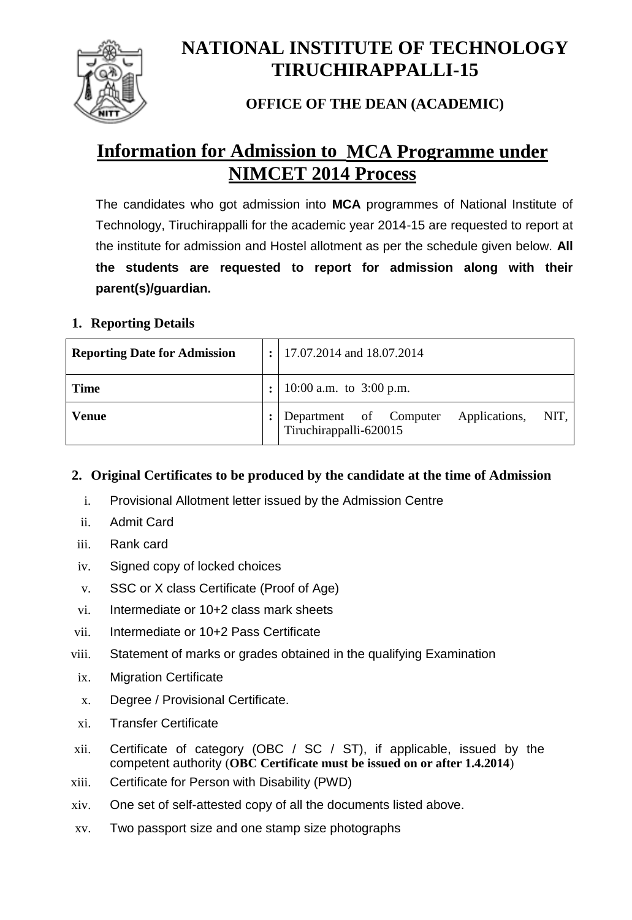# NATIONAL INSTITUTE OF TECHNOLOGY TIRUCHIRAPPALLI-15

### OFFICE OF THE DEAN (ACADEMIC)

## Information for Admission to MCA Programme under NIMCET 2014 Process

The candidates who got admission into **MCA** programmes of National Institute of Technology, Tiruchirappalli for the academic year 2014-15 are requested to report at the institute for admission and Hostel allotment as per the schedule given below. **All the students are requested to report for admission along with their parent(s)/guardian.**

### 1. Reporting Details

| | | |
|---|---|---|
| **Reporting Date for Admission** | **:** | 17.07.2014 and 18.07.2014 |
| **Time** | **:** | 10:00 a.m. to 3:00 p.m. |
| **Venue** | **:** | Department of Computer Applications, NIT, Tiruchirappalli-620015 |

### 2. Original Certificates to be produced by the candidate at the time of Admission

i. Provisional Allotment letter issued by the Admission Centre
ii. Admit Card
iii. Rank card
iv. Signed copy of locked choices
v. SSC or X class Certificate (Proof of Age)
vi. Intermediate or 10+2 class mark sheets
vii. Intermediate or 10+2 Pass Certificate
viii. Statement of marks or grades obtained in the qualifying Examination
ix. Migration Certificate
x. Degree / Provisional Certificate.
xi. Transfer Certificate
xii. Certificate of category (OBC / SC / ST), if applicable, issued by the competent authority (**OBC Certificate must be issued on or after 1.4.2014**)
xiii. Certificate for Person with Disability (PWD)
xiv. One set of self-attested copy of all the documents listed above.
xv. Two passport size and one stamp size photographs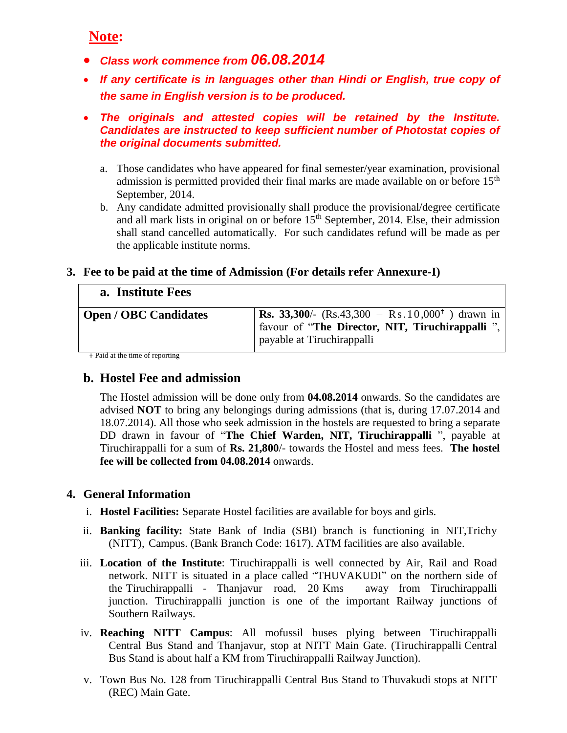## **Note:**

- ***Class work commence from 06.08.2014***
- ***If any certificate is in languages other than Hindi or English, true copy of the same in English version is to be produced.***
- ***The originals and attested copies will be retained by the Institute. Candidates are instructed to keep sufficient number of Photostat copies of the original documents submitted.***

a. Those candidates who have appeared for final semester/year examination, provisional admission is permitted provided their final marks are made available on or before 15th September, 2014.

b. Any candidate admitted provisionally shall produce the provisional/degree certificate and all mark lists in original on or before 15th September, 2014. Else, their admission shall stand cancelled automatically. For such candidates refund will be made as per the applicable institute norms.

### 3. Fee to be paid at the time of Admission (For details refer Annexure-I)

| a. Institute Fees | |
|---|---|
| **Open / OBC Candidates** | **Rs. 33,300**/- (Rs.43,300 – Rs.10,000† ) drawn in favour of "**The Director, NIT, Tiruchirappalli** ", payable at Tiruchirappalli |

† Paid at the time of reporting

#### b. Hostel Fee and admission

The Hostel admission will be done only from **04.08.2014** onwards. So the candidates are advised **NOT** to bring any belongings during admissions (that is, during 17.07.2014 and 18.07.2014). All those who seek admission in the hostels are requested to bring a separate DD drawn in favour of "**The Chief Warden, NIT, Tiruchirappalli** ", payable at Tiruchirappalli for a sum of **Rs. 21,800**/- towards the Hostel and mess fees. **The hostel fee will be collected from 04.08.2014** onwards.

### 4. General Information

i. **Hostel Facilities:** Separate Hostel facilities are available for boys and girls.

ii. **Banking facility:** State Bank of India (SBI) branch is functioning in NIT,Trichy (NITT), Campus. (Bank Branch Code: 1617). ATM facilities are also available.

iii. **Location of the Institute**: Tiruchirappalli is well connected by Air, Rail and Road network. NITT is situated in a place called "THUVAKUDI" on the northern side of the Tiruchirappalli - Thanjavur road, 20 Kms away from Tiruchirappalli junction. Tiruchirappalli junction is one of the important Railway junctions of Southern Railways.

iv. **Reaching NITT Campus**: All mofussil buses plying between Tiruchirappalli Central Bus Stand and Thanjavur, stop at NITT Main Gate. (Tiruchirappalli Central Bus Stand is about half a KM from Tiruchirappalli Railway Junction).

v. Town Bus No. 128 from Tiruchirappalli Central Bus Stand to Thuvakudi stops at NITT (REC) Main Gate.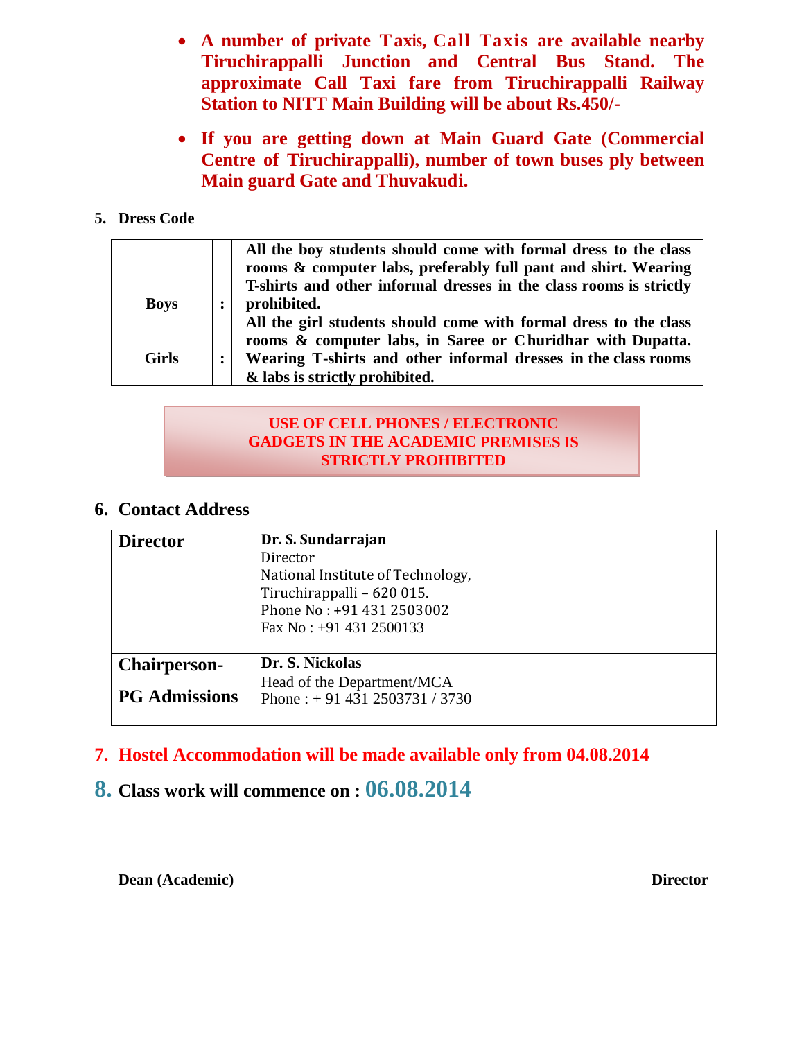- **A number of private Taxis, Call Taxis are available nearby Tiruchirappalli Junction and Central Bus Stand. The approximate Call Taxi fare from Tiruchirappalli Railway Station to NITT Main Building will be about Rs.450/-**

- **If you are getting down at Main Guard Gate (Commercial Centre of Tiruchirappalli), number of town buses ply between Main guard Gate and Thuvakudi.**

**5. Dress Code**

| | | |
|---|---|---|
| **Boys** | **:** | **All the boy students should come with formal dress to the class rooms & computer labs, preferably full pant and shirt. Wearing T-shirts and other informal dresses in the class rooms is strictly prohibited.** |
| **Girls** | **:** | **All the girl students should come with formal dress to the class rooms & computer labs, in Saree or Churidhar with Dupatta. Wearing T-shirts and other informal dresses in the class rooms & labs is strictly prohibited.** |

**USE OF CELL PHONES / ELECTRONIC GADGETS IN THE ACADEMIC PREMISES IS STRICTLY PROHIBITED**

## 6. Contact Address

| | |
|---|---|
| **Director** | **Dr. S. Sundarrajan**<br>Director<br>National Institute of Technology,<br>Tiruchirappalli – 620 015.<br>Phone No : +91 431 2503002<br>Fax No : +91 431 2500133 |
| **Chairperson-**<br>**PG Admissions** | **Dr. S. Nickolas**<br>Head of the Department/MCA<br>Phone : + 91 431 2503731 / 3730 |

**7. Hostel Accommodation will be made available only from 04.08.2014**

**8. Class work will commence on : 06.08.2014**

**Dean (Academic)** **Director**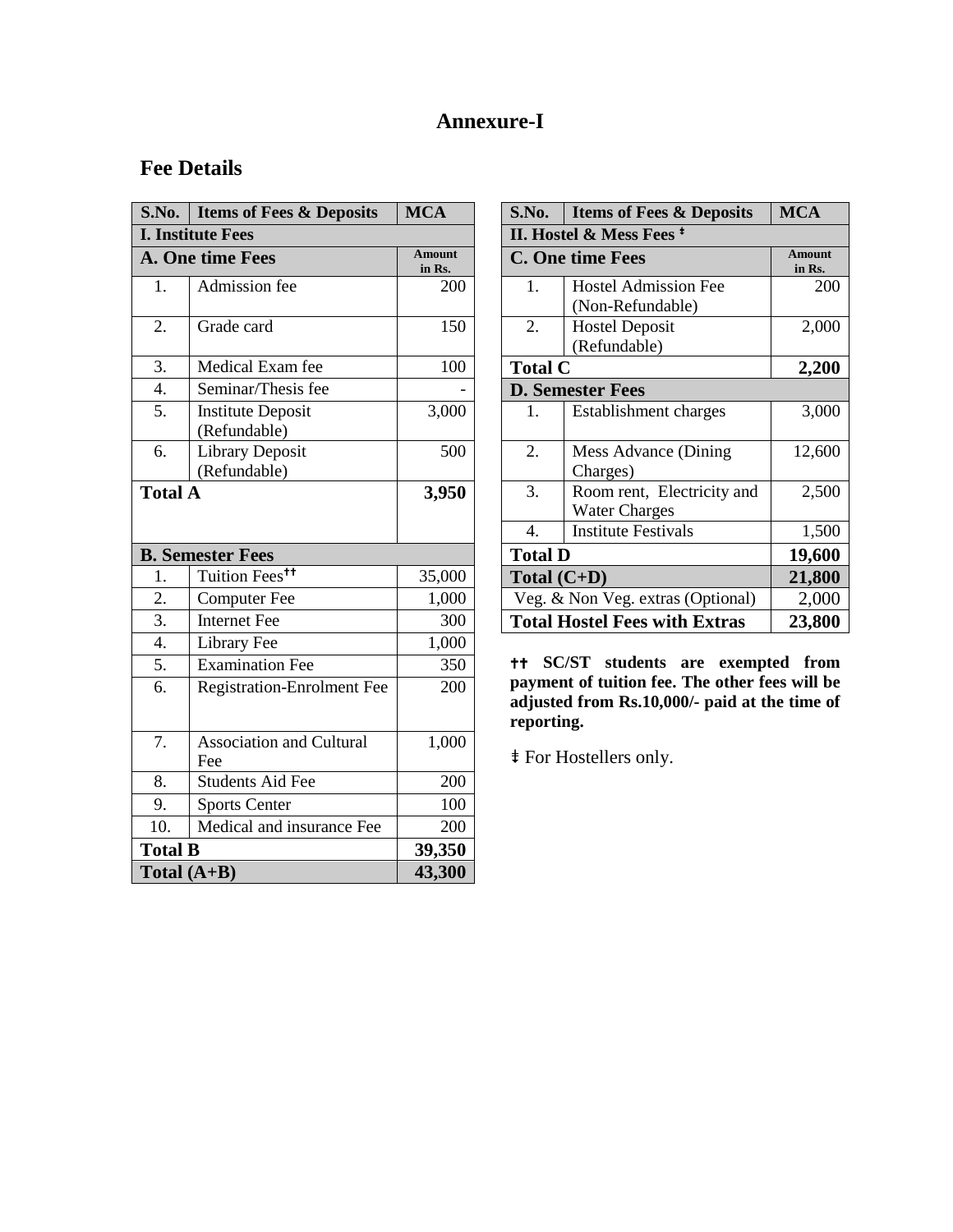# Annexure-I

## Fee Details

| S.No. | Items of Fees & Deposits | MCA |
|---|---|---|
| **I. Institute Fees** | | |
| **A. One time Fees** | | **Amount in Rs.** |
| 1. | Admission fee | 200 |
| 2. | Grade card | 150 |
| 3. | Medical Exam fee | 100 |
| 4. | Seminar/Thesis fee | - |
| 5. | Institute Deposit (Refundable) | 3,000 |
| 6. | Library Deposit (Refundable) | 500 |
| **Total A** | | **3,950** |
| **B. Semester Fees** | | |
| 1. | Tuition Fees†† | 35,000 |
| 2. | Computer Fee | 1,000 |
| 3. | Internet Fee | 300 |
| 4. | Library Fee | 1,000 |
| 5. | Examination Fee | 350 |
| 6. | Registration-Enrolment Fee | 200 |
| 7. | Association and Cultural Fee | 1,000 |
| 8. | Students Aid Fee | 200 |
| 9. | Sports Center | 100 |
| 10. | Medical and insurance Fee | 200 |
| **Total B** | | **39,350** |
| **Total (A+B)** | | **43,300** |

| S.No. | Items of Fees & Deposits | MCA |
|---|---|---|
| **II. Hostel & Mess Fees ‡** | | |
| **C. One time Fees** | | **Amount in Rs.** |
| 1. | Hostel Admission Fee (Non-Refundable) | 200 |
| 2. | Hostel Deposit (Refundable) | 2,000 |
| **Total C** | | **2,200** |
| **D. Semester Fees** | | |
| 1. | Establishment charges | 3,000 |
| 2. | Mess Advance (Dining Charges) | 12,600 |
| 3. | Room rent, Electricity and Water Charges | 2,500 |
| 4. | Institute Festivals | 1,500 |
| **Total D** | | **19,600** |
| **Total (C+D)** | | **21,800** |
| Veg. & Non Veg. extras (Optional) | | 2,000 |
| **Total Hostel Fees with Extras** | | **23,800** |

**†† SC/ST students are exempted from payment of tuition fee. The other fees will be adjusted from Rs.10,000/- paid at the time of reporting.**

‡ For Hostellers only.